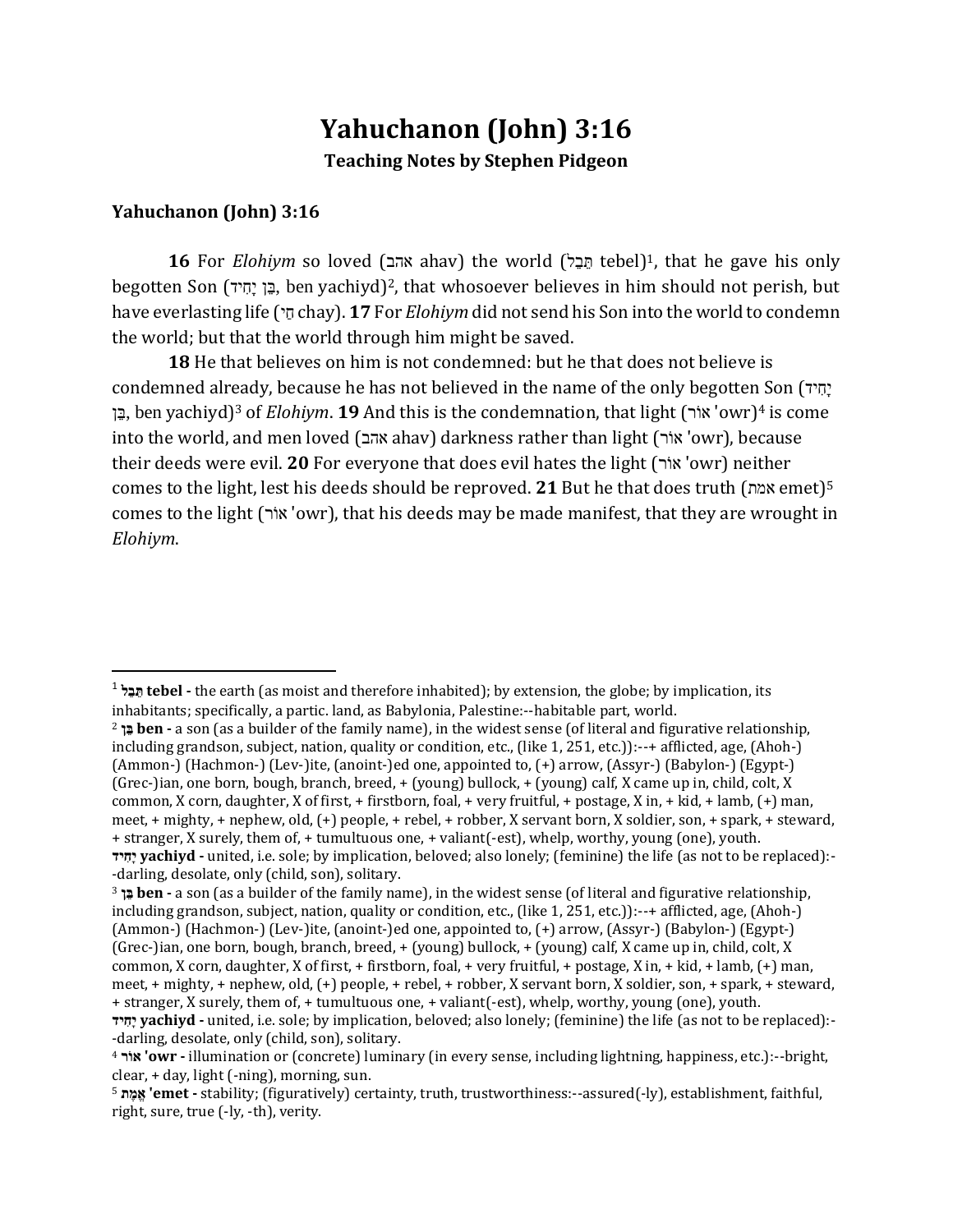# Yahuchanon (John) 3:16

**Teaching Notes by Stephen Pidgeon**

### Yahuchanon (John) 3:16

**16** For *Elohiym* so loved (אהב ahav) the world (תֵּבֵל tebel)[1], that he gave his only begotten Son (בֵּן יָחִיד, ben yachiyd)[2], that whosoever believes in him should not perish, but have everlasting life (חַי chay). **17** For *Elohiym* did not send his Son into the world to condemn the world; but that the world through him might be saved.

**18** He that believes on him is not condemned: but he that does not believe is condemned already, because he has not believed in the name of the only begotten Son (יָחִיד בֵּן, ben yachiyd)[3] of *Elohiym*. **19** And this is the condemnation, that light (אוֹר 'owr)[4] is come into the world, and men loved (אהב ahav) darkness rather than light (אוֹר 'owr), because their deeds were evil. **20** For everyone that does evil hates the light (אוֹר 'owr) neither comes to the light, lest his deeds should be reproved. **21** But he that does truth (אמת emet)[5] comes to the light (אוֹר 'owr), that his deeds may be made manifest, that they are wrought in *Elohiym*.

---

[1] **תֵּבֵל tebel -** the earth (as moist and therefore inhabited); by extension, the globe; by implication, its inhabitants; specifically, a partic. land, as Babylonia, Palestine:--habitable part, world.

[2] **בֵּן ben -** a son (as a builder of the family name), in the widest sense (of literal and figurative relationship, including grandson, subject, nation, quality or condition, etc., (like 1, 251, etc.)):--+ afflicted, age, (Ahoh-) (Ammon-) (Hachmon-) (Lev-)ite, (anoint-)ed one, appointed to, (+) arrow, (Assyr-) (Babylon-) (Egypt-) (Grec-)ian, one born, bough, branch, breed, + (young) bullock, + (young) calf, X came up in, child, colt, X common, X corn, daughter, X of first, + firstborn, foal, + very fruitful, + postage, X in, + kid, + lamb, (+) man, meet, + mighty, + nephew, old, (+) people, + rebel, + robber, X servant born, X soldier, son, + spark, + steward, + stranger, X surely, them of, + tumultuous one, + valiant(-est), whelp, worthy, young (one), youth.
**יָחִיד yachiyd -** united, i.e. sole; by implication, beloved; also lonely; (feminine) the life (as not to be replaced):--darling, desolate, only (child, son), solitary.

[3] **בֵּן ben -** a son (as a builder of the family name), in the widest sense (of literal and figurative relationship, including grandson, subject, nation, quality or condition, etc., (like 1, 251, etc.)):--+ afflicted, age, (Ahoh-) (Ammon-) (Hachmon-) (Lev-)ite, (anoint-)ed one, appointed to, (+) arrow, (Assyr-) (Babylon-) (Egypt-) (Grec-)ian, one born, bough, branch, breed, + (young) bullock, + (young) calf, X came up in, child, colt, X common, X corn, daughter, X of first, + firstborn, foal, + very fruitful, + postage, X in, + kid, + lamb, (+) man, meet, + mighty, + nephew, old, (+) people, + rebel, + robber, X servant born, X soldier, son, + spark, + steward, + stranger, X surely, them of, + tumultuous one, + valiant(-est), whelp, worthy, young (one), youth.
**יָחִיד yachiyd -** united, i.e. sole; by implication, beloved; also lonely; (feminine) the life (as not to be replaced):--darling, desolate, only (child, son), solitary.

[4] **אוֹר 'owr -** illumination or (concrete) luminary (in every sense, including lightning, happiness, etc.):--bright, clear, + day, light (-ning), morning, sun.

[5] **אֱמֶת 'emet -** stability; (figuratively) certainty, truth, trustworthiness:--assured(-ly), establishment, faithful, right, sure, true (-ly, -th), verity.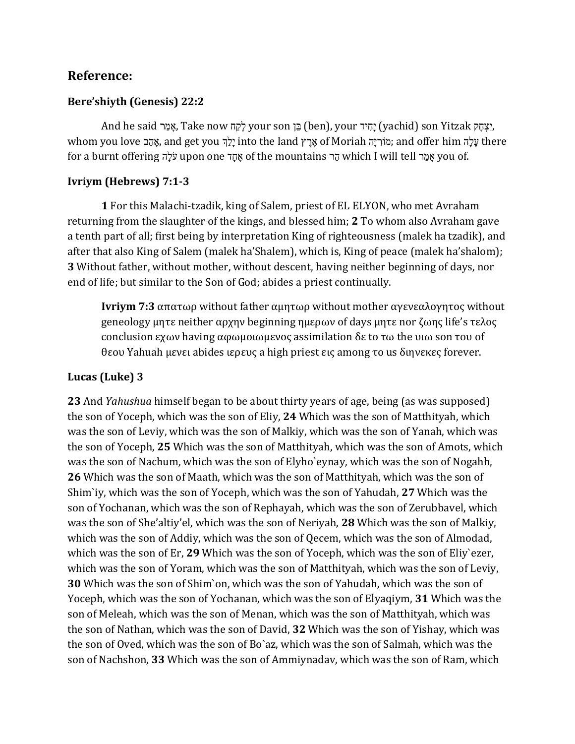## Reference:

### Bere'shiyth (Genesis) 22:2

And he said אָמַר, Take now לָקַח your son בֵּן (ben), your יָחִיד (yachid) son Yitzak יִצְחָק, whom you love אָהַב, and get you יָלַךְ into the land אֶרֶץ of Moriah מוֹרִיָּה; and offer him עָלָה there for a burnt offering עֹלָה upon one אֶחָד of the mountains הַר which I will tell אָמַר you of.

### Ivriym (Hebrews) 7:1-3

**1** For this Malachi-tzadik, king of Salem, priest of EL ELYON, who met Avraham returning from the slaughter of the kings, and blessed him; **2** To whom also Avraham gave a tenth part of all; first being by interpretation King of righteousness (malek ha tzadik), and after that also King of Salem (malek ha'Shalem), which is, King of peace (malek ha'shalom); **3** Without father, without mother, without descent, having neither beginning of days, nor end of life; but similar to the Son of God; abides a priest continually.

> **Ivriym 7:3** απατωρ without father αμητωρ without mother αγενεαλογητος without geneology μητε neither αρχην beginning ημερων of days μητε nor ζωης life's τελος conclusion εχων having αφωμοιωμενος assimilation δε to τω the υιω son του of θεου Yahuah μενει abides ιερευς a high priest εις among το us διηνεκες forever.

### Lucas (Luke) 3

**23** And *Yahushua* himself began to be about thirty years of age, being (as was supposed) the son of Yoceph, which was the son of Eliy, **24** Which was the son of Matthityah, which was the son of Leviy, which was the son of Malkiy, which was the son of Yanah, which was the son of Yoceph, **25** Which was the son of Matthityah, which was the son of Amots, which was the son of Nachum, which was the son of Elyho`eynay, which was the son of Nogahh, **26** Which was the son of Maath, which was the son of Matthityah, which was the son of Shim`iy, which was the son of Yoceph, which was the son of Yahudah, **27** Which was the son of Yochanan, which was the son of Rephayah, which was the son of Zerubbavel, which was the son of She'altiy'el, which was the son of Neriyah, **28** Which was the son of Malkiy, which was the son of Addiy, which was the son of Qecem, which was the son of Almodad, which was the son of Er, **29** Which was the son of Yoceph, which was the son of Eliy`ezer, which was the son of Yoram, which was the son of Matthityah, which was the son of Leviy, **30** Which was the son of Shim`on, which was the son of Yahudah, which was the son of Yoceph, which was the son of Yochanan, which was the son of Elyaqiym, **31** Which was the son of Meleah, which was the son of Menan, which was the son of Matthityah, which was the son of Nathan, which was the son of David, **32** Which was the son of Yishay, which was the son of Oved, which was the son of Bo`az, which was the son of Salmah, which was the son of Nachshon, **33** Which was the son of Ammiynadav, which was the son of Ram, which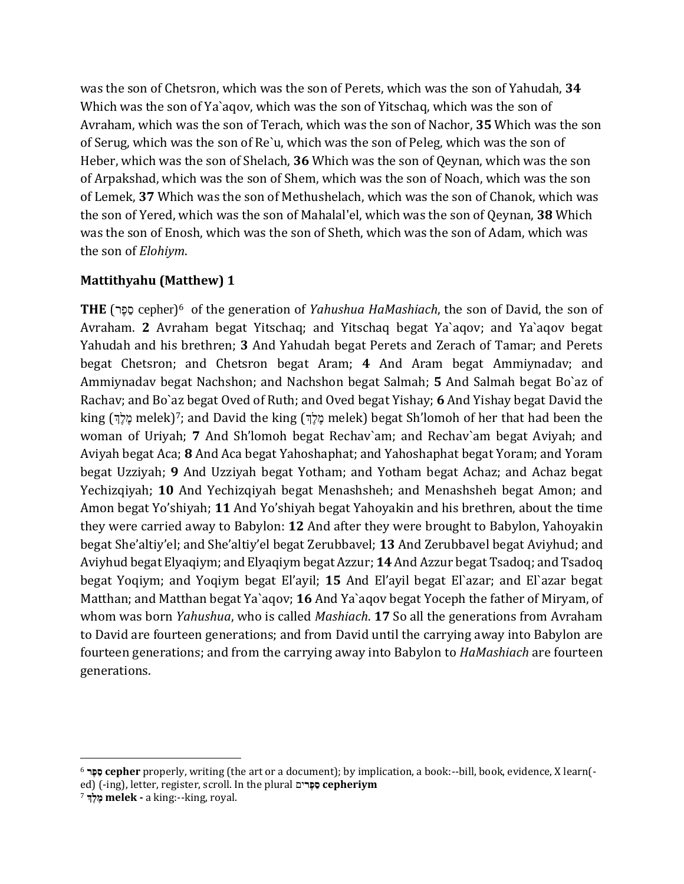was the son of Chetsron, which was the son of Perets, which was the son of Yahudah, **34** Which was the son of Ya`aqov, which was the son of Yitschaq, which was the son of Avraham, which was the son of Terach, which was the son of Nachor, **35** Which was the son of Serug, which was the son of Re`u, which was the son of Peleg, which was the son of Heber, which was the son of Shelach, **36** Which was the son of Qeynan, which was the son of Arpakshad, which was the son of Shem, which was the son of Noach, which was the son of Lemek, **37** Which was the son of Methushelach, which was the son of Chanok, which was the son of Yered, which was the son of Mahalal'el, which was the son of Qeynan, **38** Which was the son of Enosh, which was the son of Sheth, which was the son of Adam, which was the son of *Elohiym*.

## Mattithyahu (Matthew) 1

**THE** (סֵפֶר cepher)[6] of the generation of *Yahushua HaMashiach*, the son of David, the son of Avraham. **2** Avraham begat Yitschaq; and Yitschaq begat Ya`aqov; and Ya`aqov begat Yahudah and his brethren; **3** And Yahudah begat Perets and Zerach of Tamar; and Perets begat Chetsron; and Chetsron begat Aram; **4** And Aram begat Ammiynadav; and Ammiynadav begat Nachshon; and Nachshon begat Salmah; **5** And Salmah begat Bo`az of Rachav; and Bo`az begat Oved of Ruth; and Oved begat Yishay; **6** And Yishay begat David the king (מֶלֶךְ melek)[7]; and David the king (מֶלֶךְ melek) begat Sh'lomoh of her that had been the woman of Uriyah; **7** And Sh'lomoh begat Rechav`am; and Rechav`am begat Aviyah; and Aviyah begat Aca; **8** And Aca begat Yahoshaphat; and Yahoshaphat begat Yoram; and Yoram begat Uzziyah; **9** And Uzziyah begat Yotham; and Yotham begat Achaz; and Achaz begat Yechizqiyah; **10** And Yechizqiyah begat Menashsheh; and Menashsheh begat Amon; and Amon begat Yo'shiyah; **11** And Yo'shiyah begat Yahoyakin and his brethren, about the time they were carried away to Babylon: **12** And after they were brought to Babylon, Yahoyakin begat She'altiy'el; and She'altiy'el begat Zerubbavel; **13** And Zerubbavel begat Aviyhud; and Aviyhud begat Elyaqiym; and Elyaqiym begat Azzur; **14** And Azzur begat Tsadoq; and Tsadoq begat Yoqiym; and Yoqiym begat El'ayil; **15** And El'ayil begat El`azar; and El`azar begat Matthan; and Matthan begat Ya`aqov; **16** And Ya`aqov begat Yoceph the father of Miryam, of whom was born *Yahushua*, who is called *Mashiach*. **17** So all the generations from Avraham to David are fourteen generations; and from David until the carrying away into Babylon are fourteen generations; and from the carrying away into Babylon to *HaMashiach* are fourteen generations.

---

[6] **סֵפֶר cepher** properly, writing (the art or a document); by implication, a book:--bill, book, evidence, X learn(-ed) (-ing), letter, register, scroll. In the plural **סְפָרִים cepheriym**

[7] **מֶלֶךְ melek -** a king:--king, royal.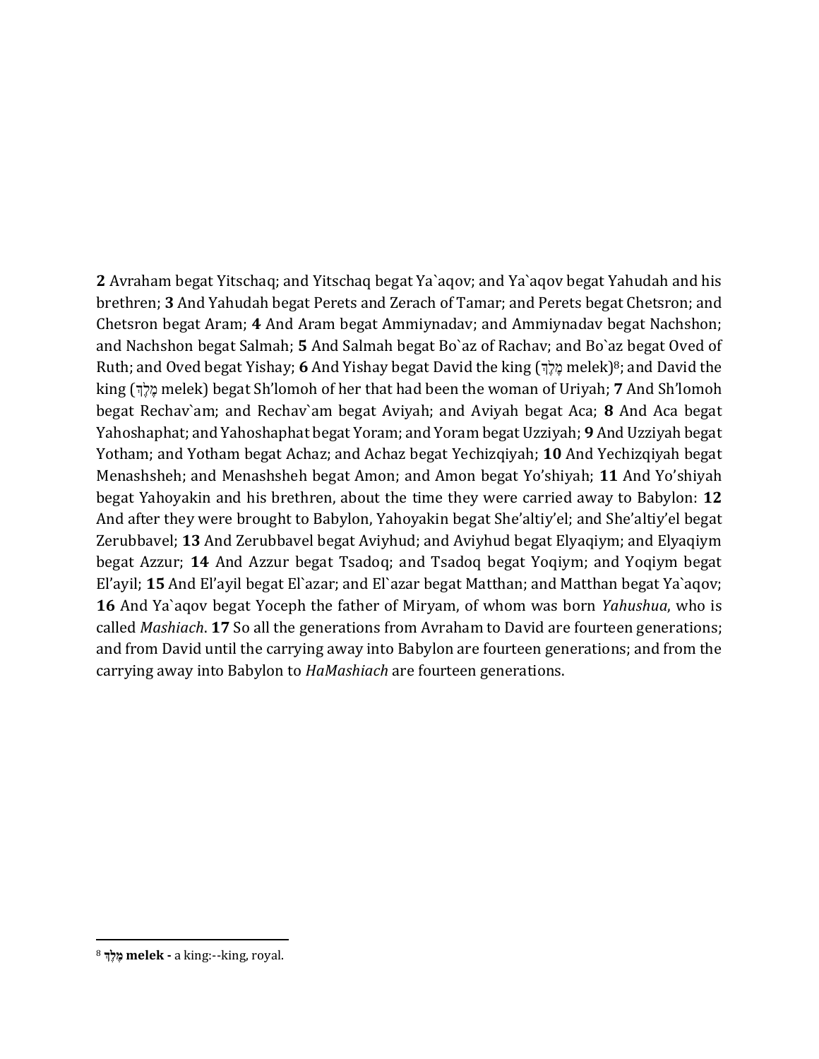**2** Avraham begat Yitschaq; and Yitschaq begat Ya`aqov; and Ya`aqov begat Yahudah and his brethren; **3** And Yahudah begat Perets and Zerach of Tamar; and Perets begat Chetsron; and Chetsron begat Aram; **4** And Aram begat Ammiynadav; and Ammiynadav begat Nachshon; and Nachshon begat Salmah; **5** And Salmah begat Bo`az of Rachav; and Bo`az begat Oved of Ruth; and Oved begat Yishay; **6** And Yishay begat David the king (מֶלֶךְ melek)[8]; and David the king (מֶלֶךְ melek) begat Sh'lomoh of her that had been the woman of Uriyah; **7** And Sh'lomoh begat Rechav`am; and Rechav`am begat Aviyah; and Aviyah begat Aca; **8** And Aca begat Yahoshaphat; and Yahoshaphat begat Yoram; and Yoram begat Uzziyah; **9** And Uzziyah begat Yotham; and Yotham begat Achaz; and Achaz begat Yechizqiyah; **10** And Yechizqiyah begat Menashsheh; and Menashsheh begat Amon; and Amon begat Yo'shiyah; **11** And Yo'shiyah begat Yahoyakin and his brethren, about the time they were carried away to Babylon: **12** And after they were brought to Babylon, Yahoyakin begat She'altiy'el; and She'altiy'el begat Zerubbavel; **13** And Zerubbavel begat Aviyhud; and Aviyhud begat Elyaqiym; and Elyaqiym begat Azzur; **14** And Azzur begat Tsadoq; and Tsadoq begat Yoqiym; and Yoqiym begat El'ayil; **15** And El'ayil begat El`azar; and El`azar begat Matthan; and Matthan begat Ya`aqov; **16** And Ya`aqov begat Yoceph the father of Miryam, of whom was born *Yahushua*, who is called *Mashiach*. **17** So all the generations from Avraham to David are fourteen generations; and from David until the carrying away into Babylon are fourteen generations; and from the carrying away into Babylon to *HaMashiach* are fourteen generations.

---

[8] **מֶלֶךְ melek -** a king:--king, royal.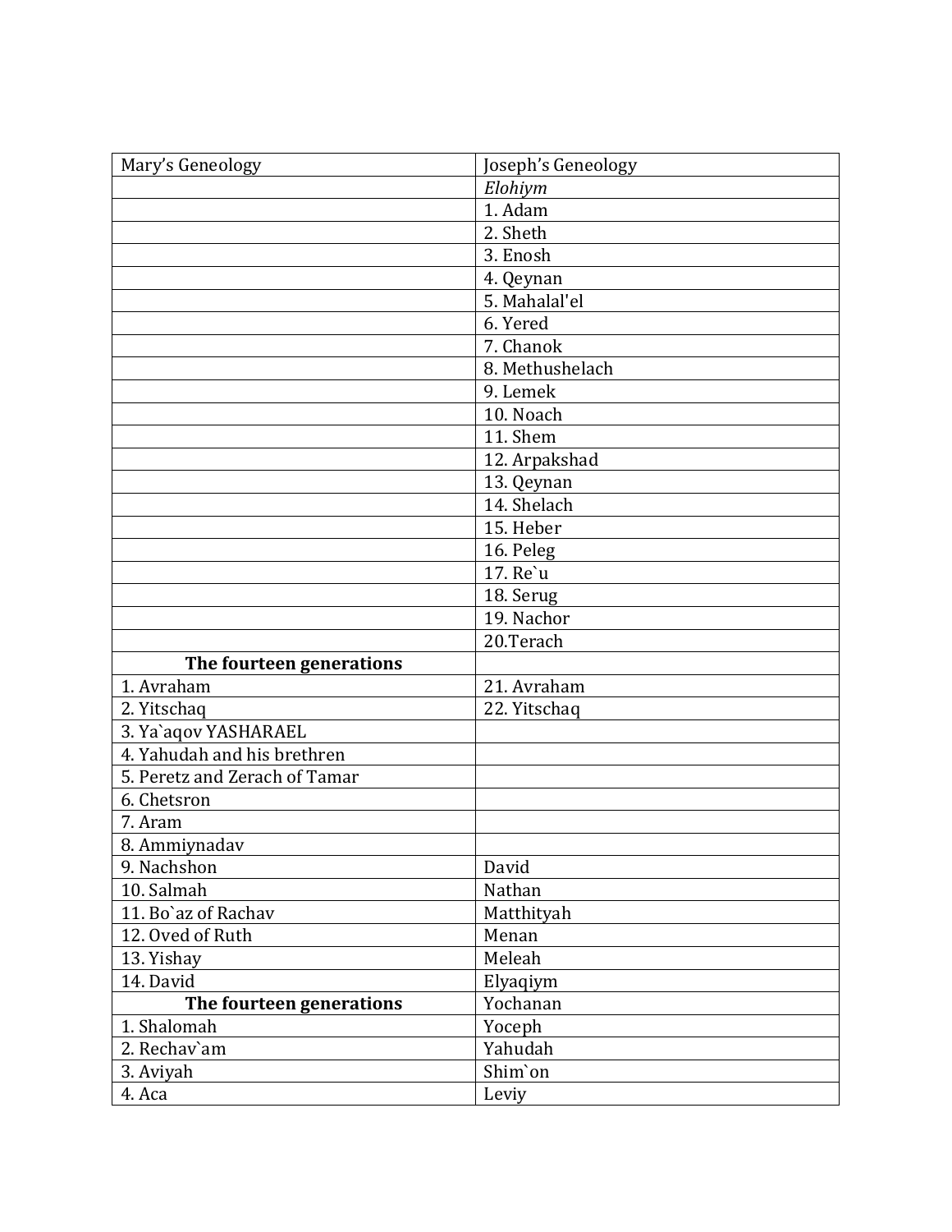| Mary’s Geneology | Joseph’s Geneology |
|---|---|
| | *Elohiym* |
| | 1. Adam |
| | 2. Sheth |
| | 3. Enosh |
| | 4. Qeynan |
| | 5. Mahalal'el |
| | 6. Yered |
| | 7. Chanok |
| | 8. Methushelach |
| | 9. Lemek |
| | 10. Noach |
| | 11. Shem |
| | 12. Arpakshad |
| | 13. Qeynan |
| | 14. Shelach |
| | 15. Heber |
| | 16. Peleg |
| | 17. Re`u |
| | 18. Serug |
| | 19. Nachor |
| | 20.Terach |
| **The fourteen generations** | |
| 1. Avraham | 21. Avraham |
| 2. Yitschaq | 22. Yitschaq |
| 3. Ya`aqov YASHARAEL | |
| 4. Yahudah and his brethren | |
| 5. Peretz and Zerach of Tamar | |
| 6. Chetsron | |
| 7. Aram | |
| 8. Ammiynadav | |
| 9. Nachshon | David |
| 10. Salmah | Nathan |
| 11. Bo`az of Rachav | Matthityah |
| 12. Oved of Ruth | Menan |
| 13. Yishay | Meleah |
| 14. David | Elyaqiym |
| **The fourteen generations** | Yochanan |
| 1. Shalomah | Yoceph |
| 2. Rechav`am | Yahudah |
| 3. Aviyah | Shim`on |
| 4. Aca | Leviy |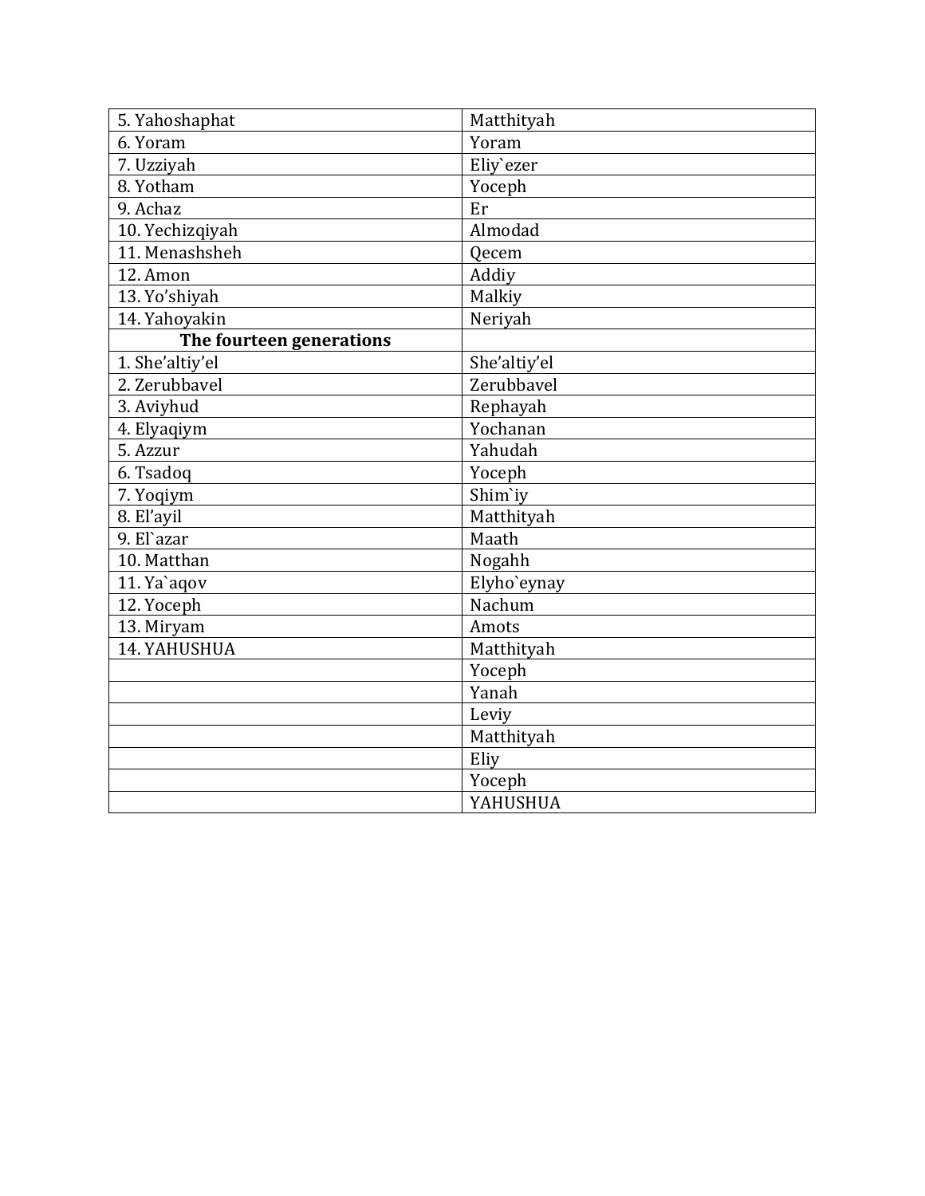| | |
|---|---|
| 5. Yahoshaphat | Matthityah |
| 6. Yoram | Yoram |
| 7. Uzziyah | Eliy`ezer |
| 8. Yotham | Yoceph |
| 9. Achaz | Er |
| 10. Yechizqiyah | Almodad |
| 11. Menashsheh | Qecem |
| 12. Amon | Addiy |
| 13. Yo'shiyah | Malkiy |
| 14. Yahoyakin | Neriyah |
| **The fourteen generations** | |
| 1. She'altiy'el | She'altiy'el |
| 2. Zerubbavel | Zerubbavel |
| 3. Aviyhud | Rephayah |
| 4. Elyaqiym | Yochanan |
| 5. Azzur | Yahudah |
| 6. Tsadoq | Yoceph |
| 7. Yoqiym | Shim`iy |
| 8. El'ayil | Matthityah |
| 9. El`azar | Maath |
| 10. Matthan | Nogahh |
| 11. Ya`aqov | Elyho`eynay |
| 12. Yoceph | Nachum |
| 13. Miryam | Amots |
| 14. YAHUSHUA | Matthityah |
| | Yoceph |
| | Yanah |
| | Leviy |
| | Matthityah |
| | Eliy |
| | Yoceph |
| | YAHUSHUA |